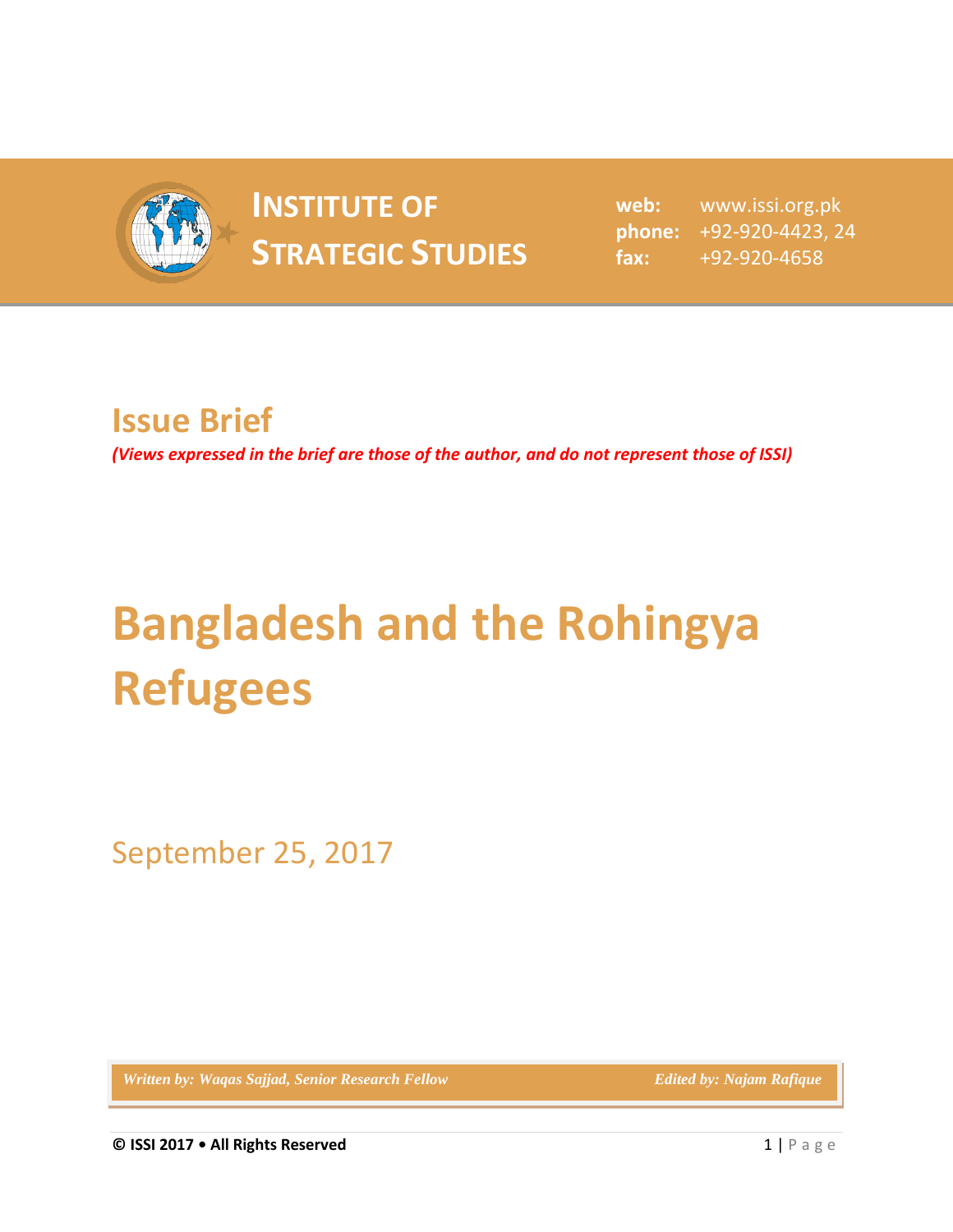**INSTITUTE OF STRATEGIC STUDIES**

**web:** www.issi.org.pk
**phone:** +92-920-4423, 24
**fax:** +92-920-4658

## Issue Brief

*(Views expressed in the brief are those of the author, and do not represent those of ISSI)*

# Bangladesh and the Rohingya Refugees

September 25, 2017

*Written by: Waqas Sajjad, Senior Research Fellow* *Edited by: Najam Rafique*

**© ISSI 2017 • All Rights Reserved**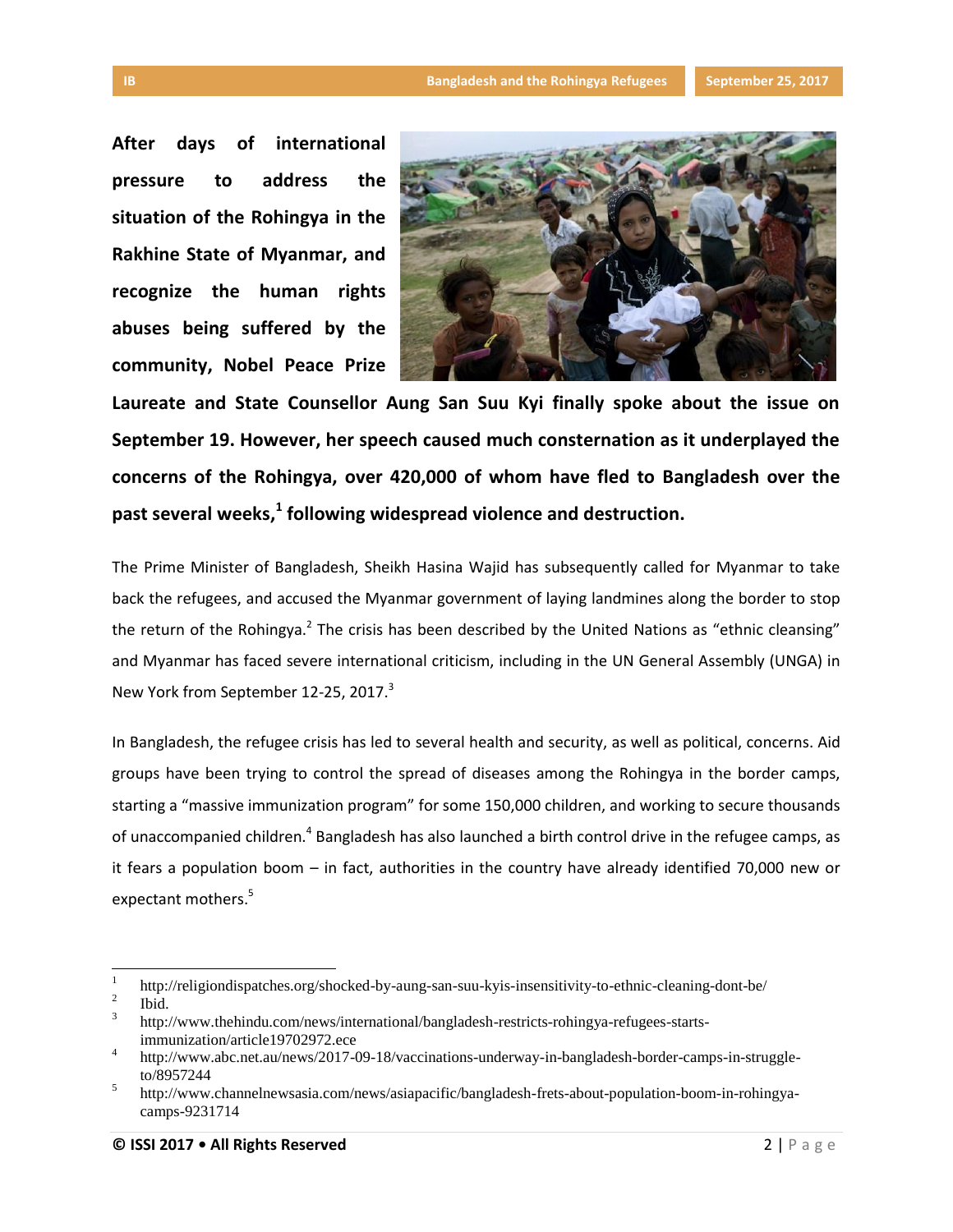**After days of international pressure to address the situation of the Rohingya in the Rakhine State of Myanmar, and recognize the human rights abuses being suffered by the community, Nobel Peace Prize Laureate and State Counsellor Aung San Suu Kyi finally spoke about the issue on September 19. However, her speech caused much consternation as it underplayed the concerns of the Rohingya, over 420,000 of whom have fled to Bangladesh over the past several weeks,[1] following widespread violence and destruction.**

The Prime Minister of Bangladesh, Sheikh Hasina Wajid has subsequently called for Myanmar to take back the refugees, and accused the Myanmar government of laying landmines along the border to stop the return of the Rohingya.[2] The crisis has been described by the United Nations as "ethnic cleansing" and Myanmar has faced severe international criticism, including in the UN General Assembly (UNGA) in New York from September 12-25, 2017.[3]

In Bangladesh, the refugee crisis has led to several health and security, as well as political, concerns. Aid groups have been trying to control the spread of diseases among the Rohingya in the border camps, starting a "massive immunization program" for some 150,000 children, and working to secure thousands of unaccompanied children.[4] Bangladesh has also launched a birth control drive in the refugee camps, as it fears a population boom – in fact, authorities in the country have already identified 70,000 new or expectant mothers.[5]

---

1. http://religiondispatches.org/shocked-by-aung-san-suu-kyis-insensitivity-to-ethnic-cleaning-dont-be/
2. Ibid.
3. http://www.thehindu.com/news/international/bangladesh-restricts-rohingya-refugees-starts-immunization/article19702972.ece
4. http://www.abc.net.au/news/2017-09-18/vaccinations-underway-in-bangladesh-border-camps-in-struggle-to/8957244
5. http://www.channelnewsasia.com/news/asiapacific/bangladesh-frets-about-population-boom-in-rohingya-camps-9231714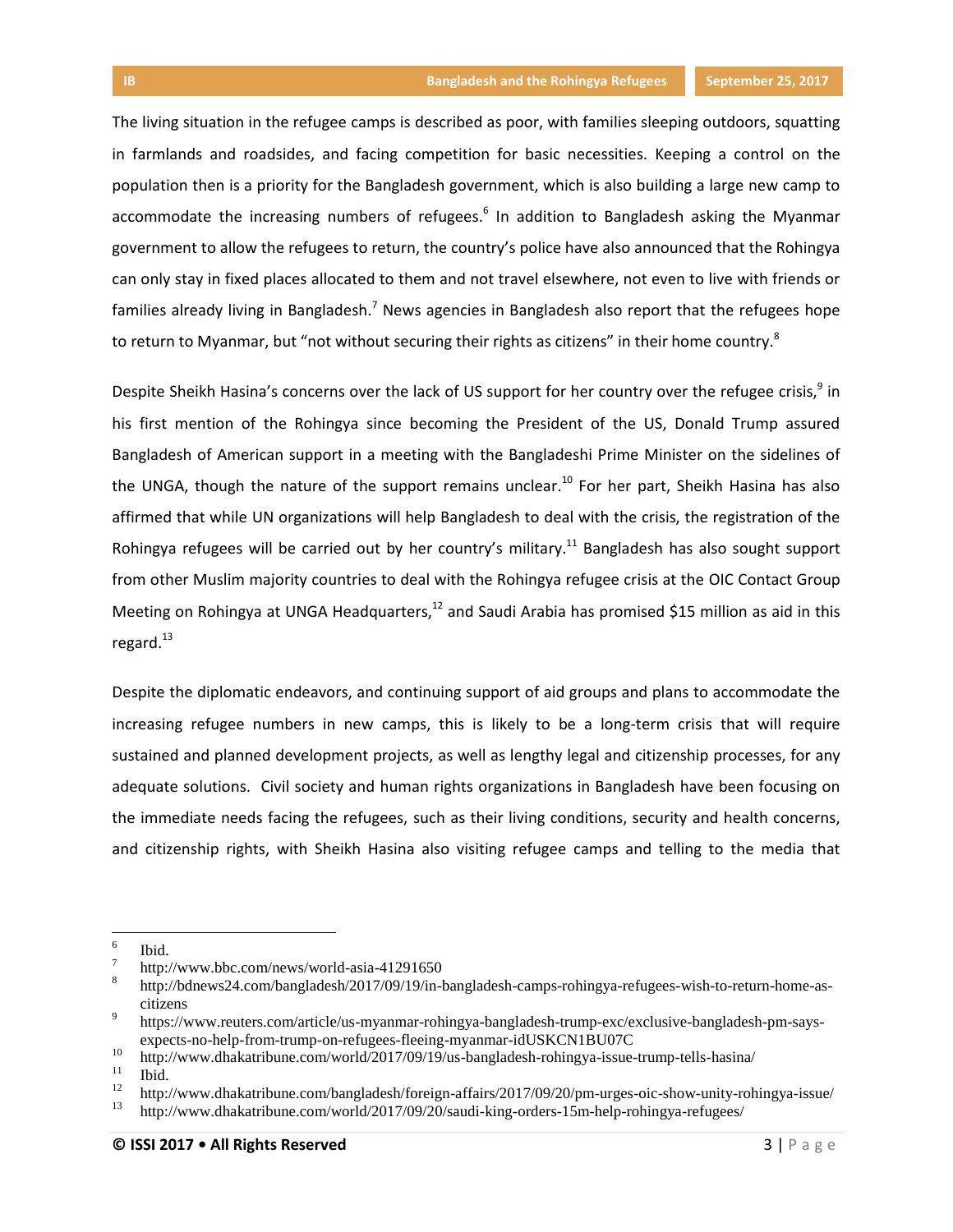The living situation in the refugee camps is described as poor, with families sleeping outdoors, squatting in farmlands and roadsides, and facing competition for basic necessities. Keeping a control on the population then is a priority for the Bangladesh government, which is also building a large new camp to accommodate the increasing numbers of refugees.[6] In addition to Bangladesh asking the Myanmar government to allow the refugees to return, the country's police have also announced that the Rohingya can only stay in fixed places allocated to them and not travel elsewhere, not even to live with friends or families already living in Bangladesh.[7] News agencies in Bangladesh also report that the refugees hope to return to Myanmar, but "not without securing their rights as citizens" in their home country.[8]

Despite Sheikh Hasina's concerns over the lack of US support for her country over the refugee crisis,[9] in his first mention of the Rohingya since becoming the President of the US, Donald Trump assured Bangladesh of American support in a meeting with the Bangladeshi Prime Minister on the sidelines of the UNGA, though the nature of the support remains unclear.[10] For her part, Sheikh Hasina has also affirmed that while UN organizations will help Bangladesh to deal with the crisis, the registration of the Rohingya refugees will be carried out by her country's military.[11] Bangladesh has also sought support from other Muslim majority countries to deal with the Rohingya refugee crisis at the OIC Contact Group Meeting on Rohingya at UNGA Headquarters,[12] and Saudi Arabia has promised $15 million as aid in this regard.[13]

Despite the diplomatic endeavors, and continuing support of aid groups and plans to accommodate the increasing refugee numbers in new camps, this is likely to be a long-term crisis that will require sustained and planned development projects, as well as lengthy legal and citizenship processes, for any adequate solutions. Civil society and human rights organizations in Bangladesh have been focusing on the immediate needs facing the refugees, such as their living conditions, security and health concerns, and citizenship rights, with Sheikh Hasina also visiting refugee camps and telling to the media that

---

[6] Ibid.

[7] http://www.bbc.com/news/world-asia-41291650

[8] http://bdnews24.com/bangladesh/2017/09/19/in-bangladesh-camps-rohingya-refugees-wish-to-return-home-as-citizens

[9] https://www.reuters.com/article/us-myanmar-rohingya-bangladesh-trump-exc/exclusive-bangladesh-pm-says-expects-no-help-from-trump-on-refugees-fleeing-myanmar-idUSKCN1BU07C

[10] http://www.dhakatribune.com/world/2017/09/19/us-bangladesh-rohingya-issue-trump-tells-hasina/

[11] Ibid.

[12] http://www.dhakatribune.com/bangladesh/foreign-affairs/2017/09/20/pm-urges-oic-show-unity-rohingya-issue/

[13] http://www.dhakatribune.com/world/2017/09/20/saudi-king-orders-15m-help-rohingya-refugees/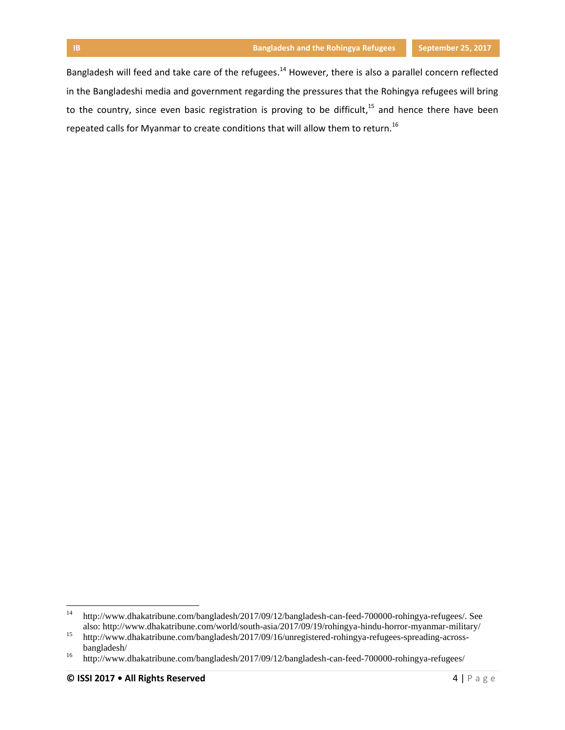Bangladesh will feed and take care of the refugees.[14] However, there is also a parallel concern reflected in the Bangladeshi media and government regarding the pressures that the Rohingya refugees will bring to the country, since even basic registration is proving to be difficult,[15] and hence there have been repeated calls for Myanmar to create conditions that will allow them to return.[16]

---

[14] http://www.dhakatribune.com/bangladesh/2017/09/12/bangladesh-can-feed-700000-rohingya-refugees/. See also: http://www.dhakatribune.com/world/south-asia/2017/09/19/rohingya-hindu-horror-myanmar-military/

[15] http://www.dhakatribune.com/bangladesh/2017/09/16/unregistered-rohingya-refugees-spreading-across-bangladesh/

[16] http://www.dhakatribune.com/bangladesh/2017/09/12/bangladesh-can-feed-700000-rohingya-refugees/